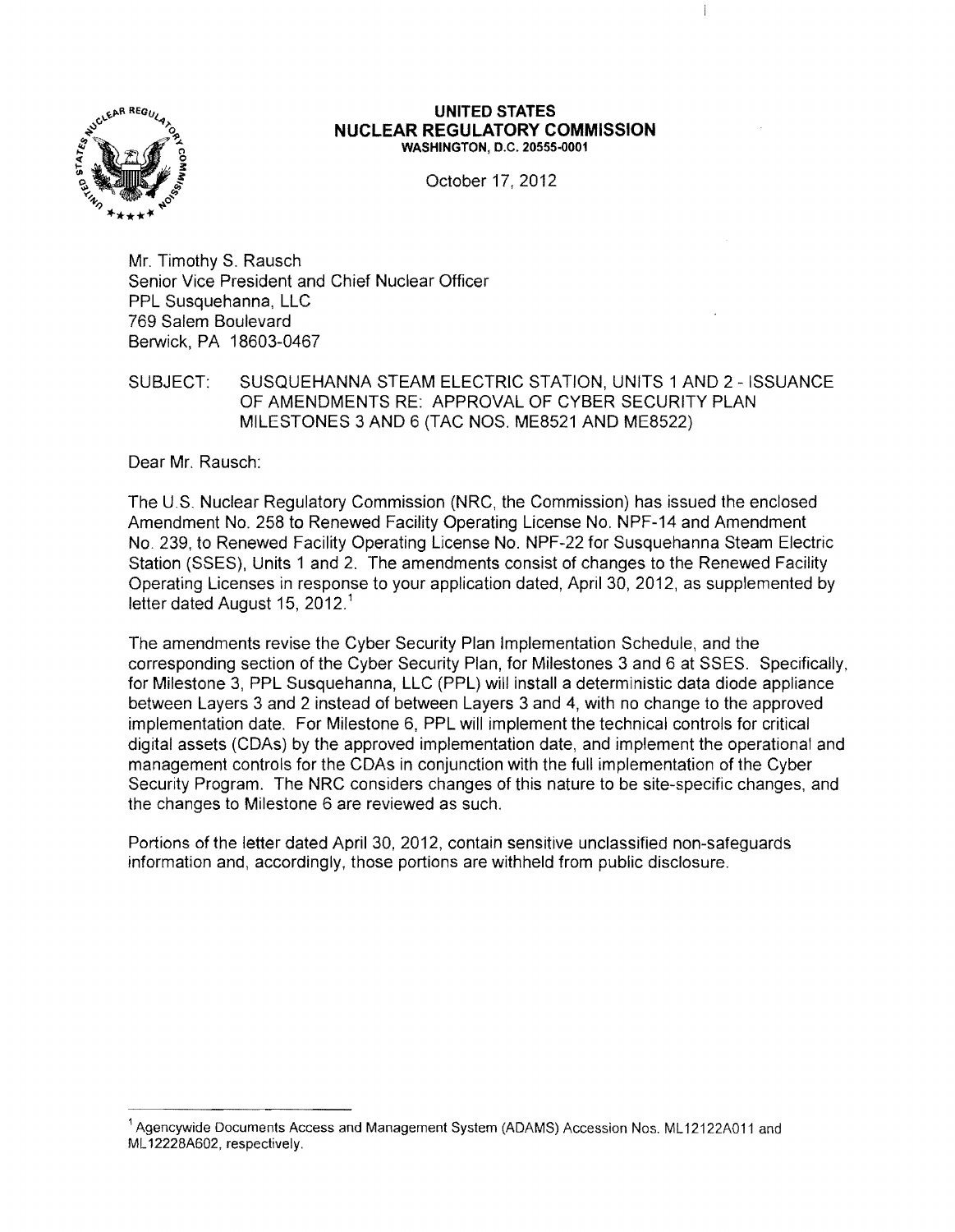**UNITED STATES**
**NUCLEAR REGULATORY COMMISSION**
**WASHINGTON, D.C. 20555-0001**

October 17, 2012

Mr. Timothy S. Rausch
Senior Vice President and Chief Nuclear Officer
PPL Susquehanna, LLC
769 Salem Boulevard
Berwick, PA 18603-0467

SUBJECT: SUSQUEHANNA STEAM ELECTRIC STATION, UNITS 1 AND 2 - ISSUANCE OF AMENDMENTS RE: APPROVAL OF CYBER SECURITY PLAN MILESTONES 3 AND 6 (TAC NOS. ME8521 AND ME8522)

Dear Mr. Rausch:

The U.S. Nuclear Regulatory Commission (NRC, the Commission) has issued the enclosed Amendment No. 258 to Renewed Facility Operating License No. NPF-14 and Amendment No. 239, to Renewed Facility Operating License No. NPF-22 for Susquehanna Steam Electric Station (SSES), Units 1 and 2. The amendments consist of changes to the Renewed Facility Operating Licenses in response to your application dated, April 30, 2012, as supplemented by letter dated August 15, 2012.[1]

The amendments revise the Cyber Security Plan Implementation Schedule, and the corresponding section of the Cyber Security Plan, for Milestones 3 and 6 at SSES. Specifically, for Milestone 3, PPL Susquehanna, LLC (PPL) will install a deterministic data diode appliance between Layers 3 and 2 instead of between Layers 3 and 4, with no change to the approved implementation date. For Milestone 6, PPL will implement the technical controls for critical digital assets (CDAs) by the approved implementation date, and implement the operational and management controls for the CDAs in conjunction with the full implementation of the Cyber Security Program. The NRC considers changes of this nature to be site-specific changes, and the changes to Milestone 6 are reviewed as such.

Portions of the letter dated April 30, 2012, contain sensitive unclassified non-safeguards information and, accordingly, those portions are withheld from public disclosure.

[1] Agencywide Documents Access and Management System (ADAMS) Accession Nos. ML12122A011 and ML12228A602, respectively.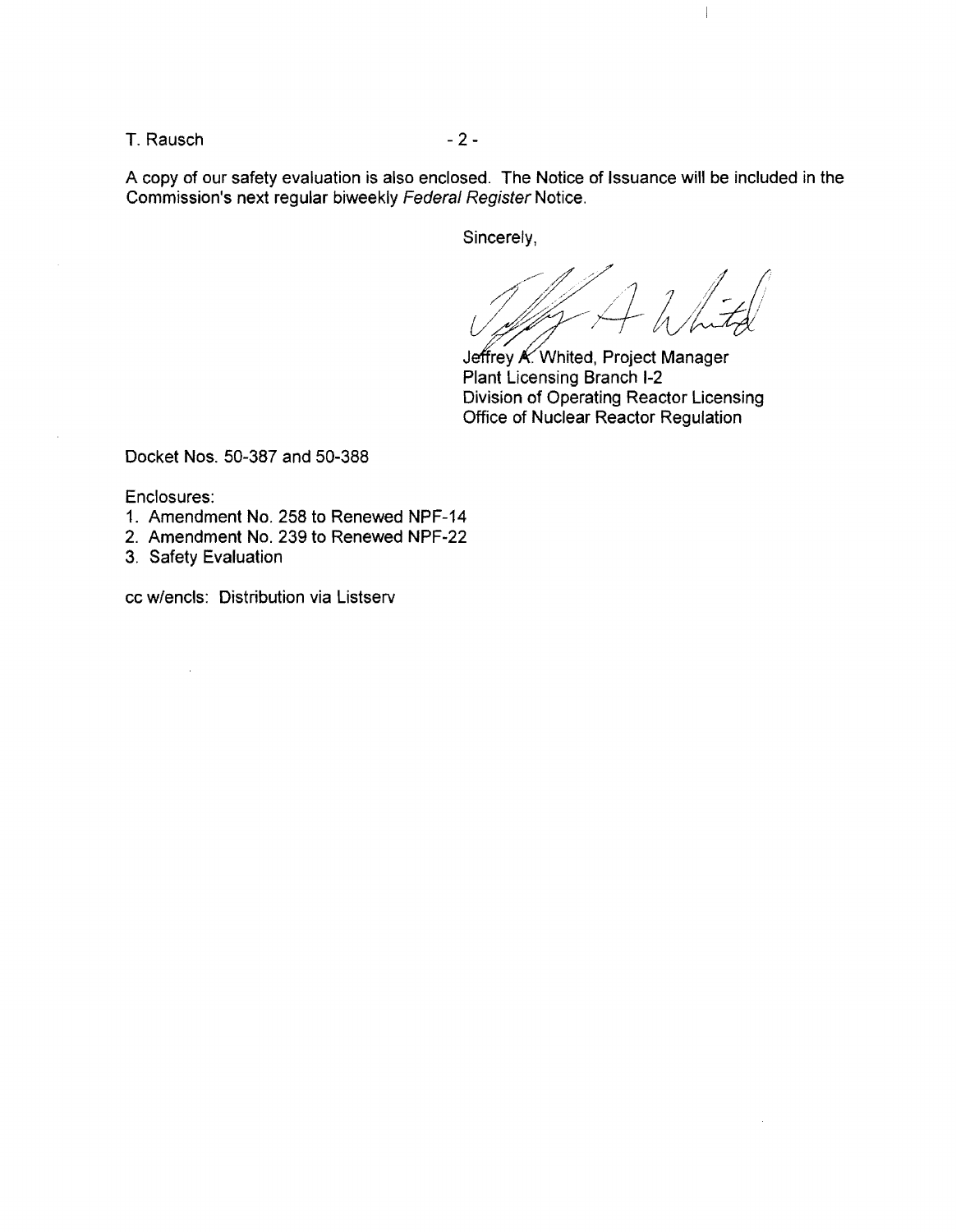A copy of our safety evaluation is also enclosed. The Notice of Issuance will be included in the Commission's next regular biweekly *Federal Register* Notice.

Sincerely,

Jeffrey A. Whited, Project Manager
Plant Licensing Branch I-2
Division of Operating Reactor Licensing
Office of Nuclear Reactor Regulation

Docket Nos. 50-387 and 50-388

Enclosures:

1. Amendment No. 258 to Renewed NPF-14
2. Amendment No. 239 to Renewed NPF-22
3. Safety Evaluation

cc w/encls: Distribution via Listserv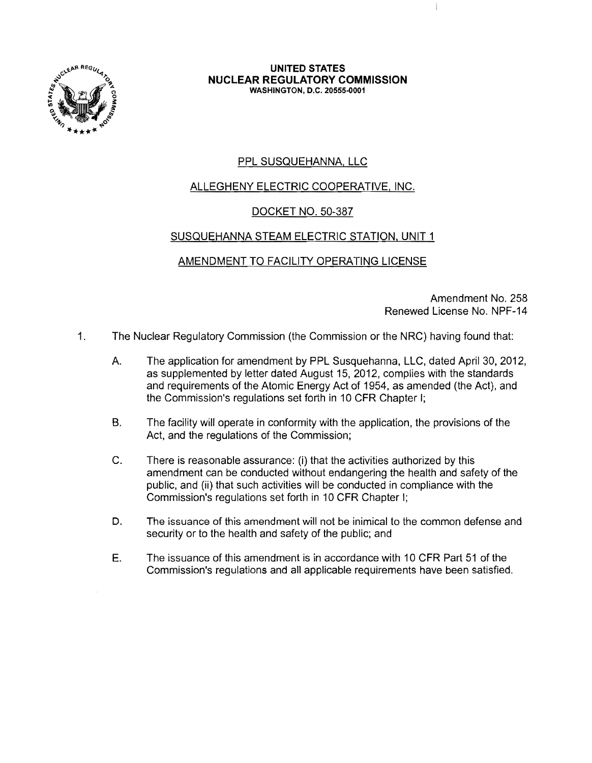**UNITED STATES**
**NUCLEAR REGULATORY COMMISSION**
**WASHINGTON, D.C. 20555-0001**

PPL SUSQUEHANNA, LLC

ALLEGHENY ELECTRIC COOPERATIVE, INC.

DOCKET NO. 50-387

SUSQUEHANNA STEAM ELECTRIC STATION, UNIT 1

AMENDMENT TO FACILITY OPERATING LICENSE

Amendment No. 258
Renewed License No. NPF-14

1. The Nuclear Regulatory Commission (the Commission or the NRC) having found that:

   A. The application for amendment by PPL Susquehanna, LLC, dated April 30, 2012, as supplemented by letter dated August 15, 2012, complies with the standards and requirements of the Atomic Energy Act of 1954, as amended (the Act), and the Commission's regulations set forth in 10 CFR Chapter I;

   B. The facility will operate in conformity with the application, the provisions of the Act, and the regulations of the Commission;

   C. There is reasonable assurance: (i) that the activities authorized by this amendment can be conducted without endangering the health and safety of the public, and (ii) that such activities will be conducted in compliance with the Commission's regulations set forth in 10 CFR Chapter I;

   D. The issuance of this amendment will not be inimical to the common defense and security or to the health and safety of the public; and

   E. The issuance of this amendment is in accordance with 10 CFR Part 51 of the Commission's regulations and all applicable requirements have been satisfied.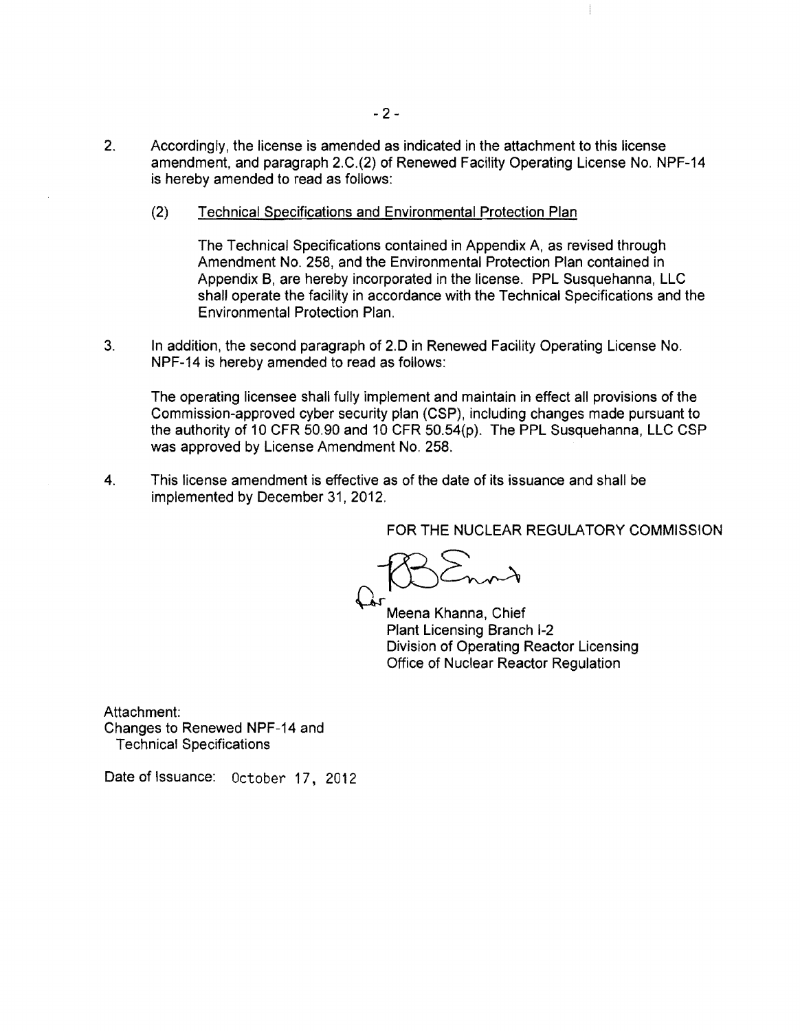2. Accordingly, the license is amended as indicated in the attachment to this license amendment, and paragraph 2.C.(2) of Renewed Facility Operating License No. NPF-14 is hereby amended to read as follows:

   (2) Technical Specifications and Environmental Protection Plan

   The Technical Specifications contained in Appendix A, as revised through Amendment No. 258, and the Environmental Protection Plan contained in Appendix B, are hereby incorporated in the license. PPL Susquehanna, LLC shall operate the facility in accordance with the Technical Specifications and the Environmental Protection Plan.

3. In addition, the second paragraph of 2.D in Renewed Facility Operating License No. NPF-14 is hereby amended to read as follows:

   The operating licensee shall fully implement and maintain in effect all provisions of the Commission-approved cyber security plan (CSP), including changes made pursuant to the authority of 10 CFR 50.90 and 10 CFR 50.54(p). The PPL Susquehanna, LLC CSP was approved by License Amendment No. 258.

4. This license amendment is effective as of the date of its issuance and shall be implemented by December 31, 2012.

FOR THE NUCLEAR REGULATORY COMMISSION

For Meena Khanna, Chief
Plant Licensing Branch I-2
Division of Operating Reactor Licensing
Office of Nuclear Reactor Regulation

Attachment:
Changes to Renewed NPF-14 and Technical Specifications

Date of Issuance: October 17, 2012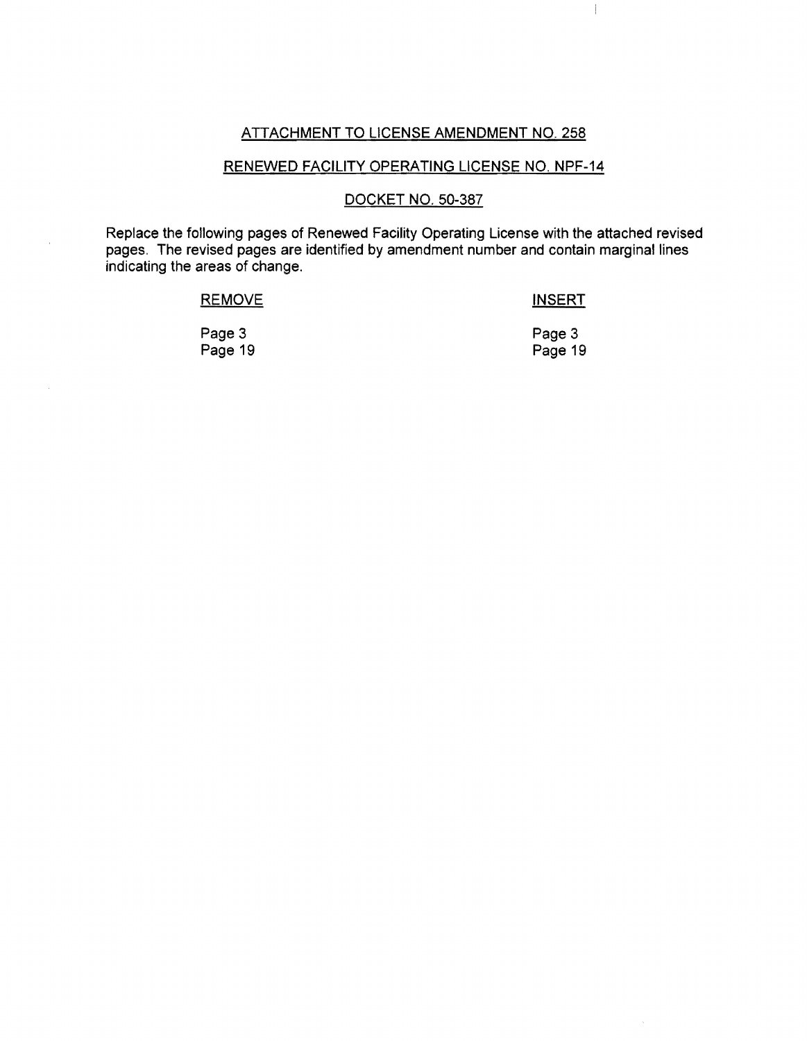ATTACHMENT TO LICENSE AMENDMENT NO. 258

RENEWED FACILITY OPERATING LICENSE NO. NPF-14

DOCKET NO. 50-387

Replace the following pages of Renewed Facility Operating License with the attached revised pages. The revised pages are identified by amendment number and contain marginal lines indicating the areas of change.

| REMOVE | INSERT |
| --- | --- |
| Page 3 | Page 3 |
| Page 19 | Page 19 |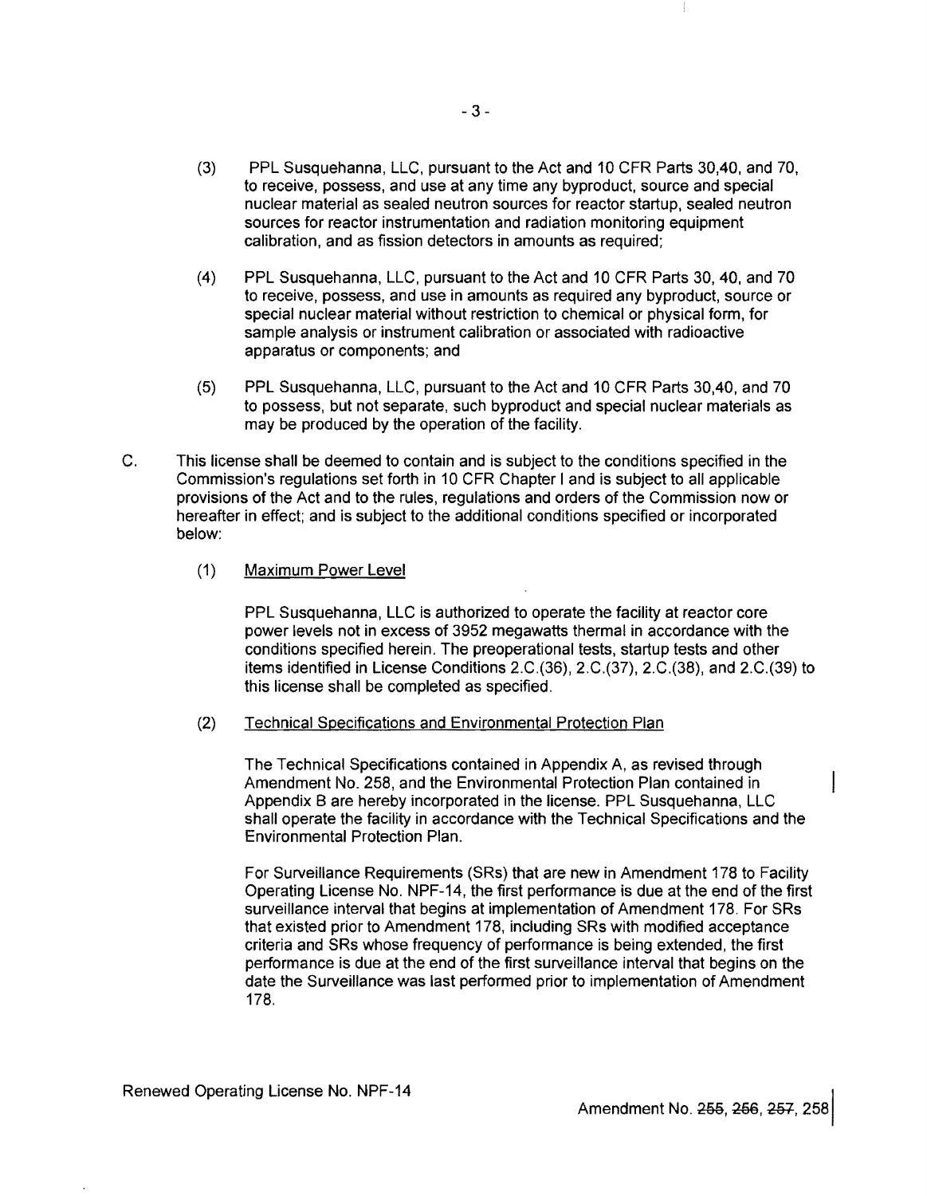(3) PPL Susquehanna, LLC, pursuant to the Act and 10 CFR Parts 30,40, and 70, to receive, possess, and use at any time any byproduct, source and special nuclear material as sealed neutron sources for reactor startup, sealed neutron sources for reactor instrumentation and radiation monitoring equipment calibration, and as fission detectors in amounts as required;

(4) PPL Susquehanna, LLC, pursuant to the Act and 10 CFR Parts 30, 40, and 70 to receive, possess, and use in amounts as required any byproduct, source or special nuclear material without restriction to chemical or physical form, for sample analysis or instrument calibration or associated with radioactive apparatus or components; and

(5) PPL Susquehanna, LLC, pursuant to the Act and 10 CFR Parts 30,40, and 70 to possess, but not separate, such byproduct and special nuclear materials as may be produced by the operation of the facility.

C. This license shall be deemed to contain and is subject to the conditions specified in the Commission's regulations set forth in 10 CFR Chapter I and is subject to all applicable provisions of the Act and to the rules, regulations and orders of the Commission now or hereafter in effect; and is subject to the additional conditions specified or incorporated below:

(1) Maximum Power Level

PPL Susquehanna, LLC is authorized to operate the facility at reactor core power levels not in excess of 3952 megawatts thermal in accordance with the conditions specified herein. The preoperational tests, startup tests and other items identified in License Conditions 2.C.(36), 2.C.(37), 2.C.(38), and 2.C.(39) to this license shall be completed as specified.

(2) Technical Specifications and Environmental Protection Plan

The Technical Specifications contained in Appendix A, as revised through Amendment No. 258, and the Environmental Protection Plan contained in Appendix B are hereby incorporated in the license. PPL Susquehanna, LLC shall operate the facility in accordance with the Technical Specifications and the Environmental Protection Plan.

For Surveillance Requirements (SRs) that are new in Amendment 178 to Facility Operating License No. NPF-14, the first performance is due at the end of the first surveillance interval that begins at implementation of Amendment 178. For SRs that existed prior to Amendment 178, including SRs with modified acceptance criteria and SRs whose frequency of performance is being extended, the first performance is due at the end of the first surveillance interval that begins on the date the Surveillance was last performed prior to implementation of Amendment 178.

Renewed Operating License No. NPF-14

Amendment No. ~~255~~, ~~256~~, ~~257~~, 258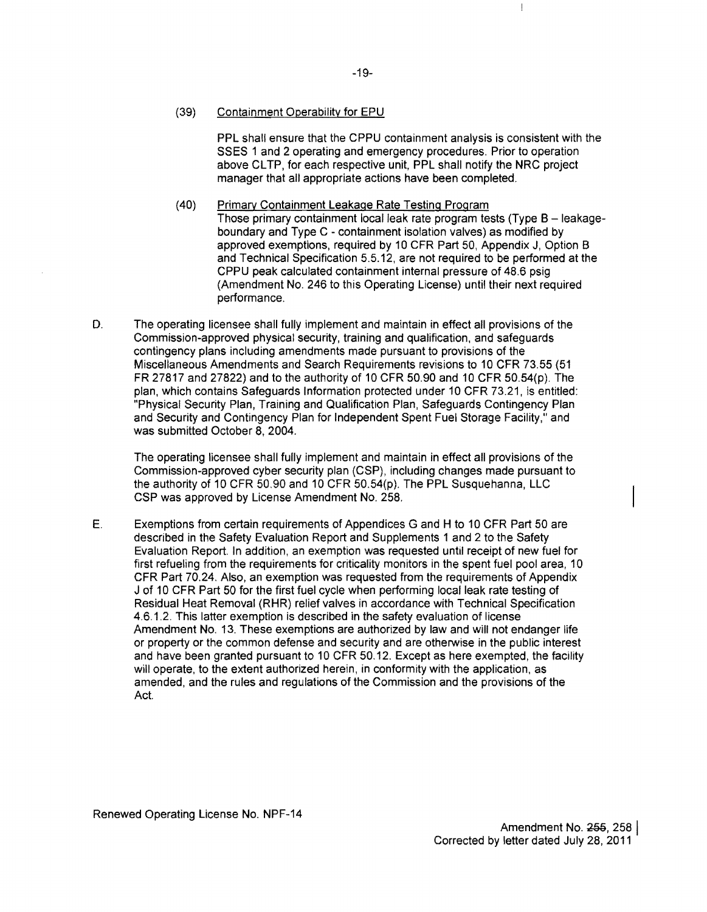(39) Containment Operability for EPU

PPL shall ensure that the CPPU containment analysis is consistent with the SSES 1 and 2 operating and emergency procedures. Prior to operation above CLTP, for each respective unit, PPL shall notify the NRC project manager that all appropriate actions have been completed.

(40) Primary Containment Leakage Rate Testing Program

Those primary containment local leak rate program tests (Type B – leakage-boundary and Type C - containment isolation valves) as modified by approved exemptions, required by 10 CFR Part 50, Appendix J, Option B and Technical Specification 5.5.12, are not required to be performed at the CPPU peak calculated containment internal pressure of 48.6 psig (Amendment No. 246 to this Operating License) until their next required performance.

D. The operating licensee shall fully implement and maintain in effect all provisions of the Commission-approved physical security, training and qualification, and safeguards contingency plans including amendments made pursuant to provisions of the Miscellaneous Amendments and Search Requirements revisions to 10 CFR 73.55 (51 FR 27817 and 27822) and to the authority of 10 CFR 50.90 and 10 CFR 50.54(p). The plan, which contains Safeguards Information protected under 10 CFR 73.21, is entitled: "Physical Security Plan, Training and Qualification Plan, Safeguards Contingency Plan and Security and Contingency Plan for Independent Spent Fuel Storage Facility," and was submitted October 8, 2004.

The operating licensee shall fully implement and maintain in effect all provisions of the Commission-approved cyber security plan (CSP), including changes made pursuant to the authority of 10 CFR 50.90 and 10 CFR 50.54(p). The PPL Susquehanna, LLC CSP was approved by License Amendment No. 258.

E. Exemptions from certain requirements of Appendices G and H to 10 CFR Part 50 are described in the Safety Evaluation Report and Supplements 1 and 2 to the Safety Evaluation Report. In addition, an exemption was requested until receipt of new fuel for first refueling from the requirements for criticality monitors in the spent fuel pool area, 10 CFR Part 70.24. Also, an exemption was requested from the requirements of Appendix J of 10 CFR Part 50 for the first fuel cycle when performing local leak rate testing of Residual Heat Removal (RHR) relief valves in accordance with Technical Specification 4.6.1.2. This latter exemption is described in the safety evaluation of license Amendment No. 13. These exemptions are authorized by law and will not endanger life or property or the common defense and security and are otherwise in the public interest and have been granted pursuant to 10 CFR 50.12. Except as here exempted, the facility will operate, to the extent authorized herein, in conformity with the application, as amended, and the rules and regulations of the Commission and the provisions of the Act.

Renewed Operating License No. NPF-14

Amendment No. ~~255~~, 258
Corrected by letter dated July 28, 2011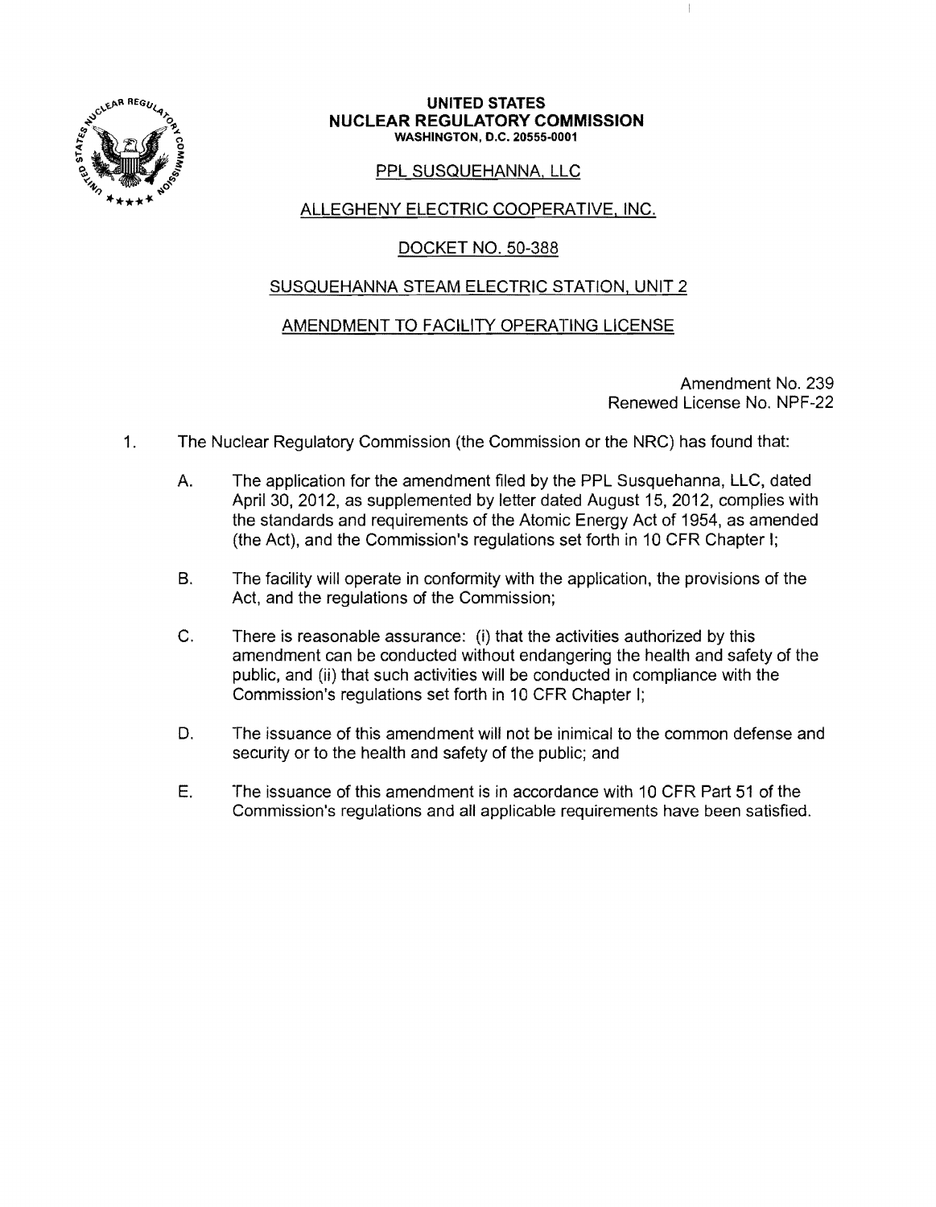**UNITED STATES**
**NUCLEAR REGULATORY COMMISSION**
**WASHINGTON, D.C. 20555-0001**

PPL SUSQUEHANNA, LLC

ALLEGHENY ELECTRIC COOPERATIVE, INC.

DOCKET NO. 50-388

SUSQUEHANNA STEAM ELECTRIC STATION, UNIT 2

AMENDMENT TO FACILITY OPERATING LICENSE

Amendment No. 239
Renewed License No. NPF-22

1. The Nuclear Regulatory Commission (the Commission or the NRC) has found that:

   A. The application for the amendment filed by the PPL Susquehanna, LLC, dated April 30, 2012, as supplemented by letter dated August 15, 2012, complies with the standards and requirements of the Atomic Energy Act of 1954, as amended (the Act), and the Commission's regulations set forth in 10 CFR Chapter I;

   B. The facility will operate in conformity with the application, the provisions of the Act, and the regulations of the Commission;

   C. There is reasonable assurance: (i) that the activities authorized by this amendment can be conducted without endangering the health and safety of the public, and (ii) that such activities will be conducted in compliance with the Commission's regulations set forth in 10 CFR Chapter I;

   D. The issuance of this amendment will not be inimical to the common defense and security or to the health and safety of the public; and

   E. The issuance of this amendment is in accordance with 10 CFR Part 51 of the Commission's regulations and all applicable requirements have been satisfied.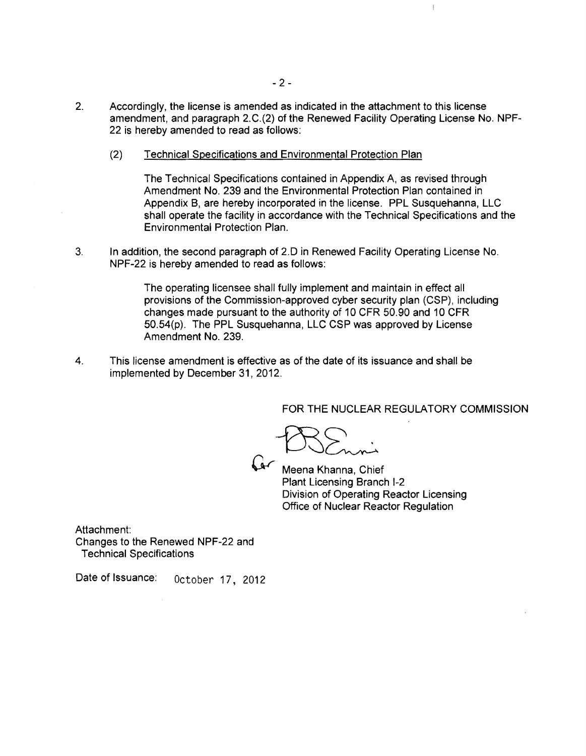2. Accordingly, the license is amended as indicated in the attachment to this license amendment, and paragraph 2.C.(2) of the Renewed Facility Operating License No. NPF-22 is hereby amended to read as follows:

   (2) Technical Specifications and Environmental Protection Plan

   The Technical Specifications contained in Appendix A, as revised through Amendment No. 239 and the Environmental Protection Plan contained in Appendix B, are hereby incorporated in the license. PPL Susquehanna, LLC shall operate the facility in accordance with the Technical Specifications and the Environmental Protection Plan.

3. In addition, the second paragraph of 2.D in Renewed Facility Operating License No. NPF-22 is hereby amended to read as follows:

   The operating licensee shall fully implement and maintain in effect all provisions of the Commission-approved cyber security plan (CSP), including changes made pursuant to the authority of 10 CFR 50.90 and 10 CFR 50.54(p). The PPL Susquehanna, LLC CSP was approved by License Amendment No. 239.

4. This license amendment is effective as of the date of its issuance and shall be implemented by December 31, 2012.

FOR THE NUCLEAR REGULATORY COMMISSION

for Meena Khanna, Chief
Plant Licensing Branch I-2
Division of Operating Reactor Licensing
Office of Nuclear Reactor Regulation

Attachment:
Changes to the Renewed NPF-22 and Technical Specifications

Date of Issuance: October 17, 2012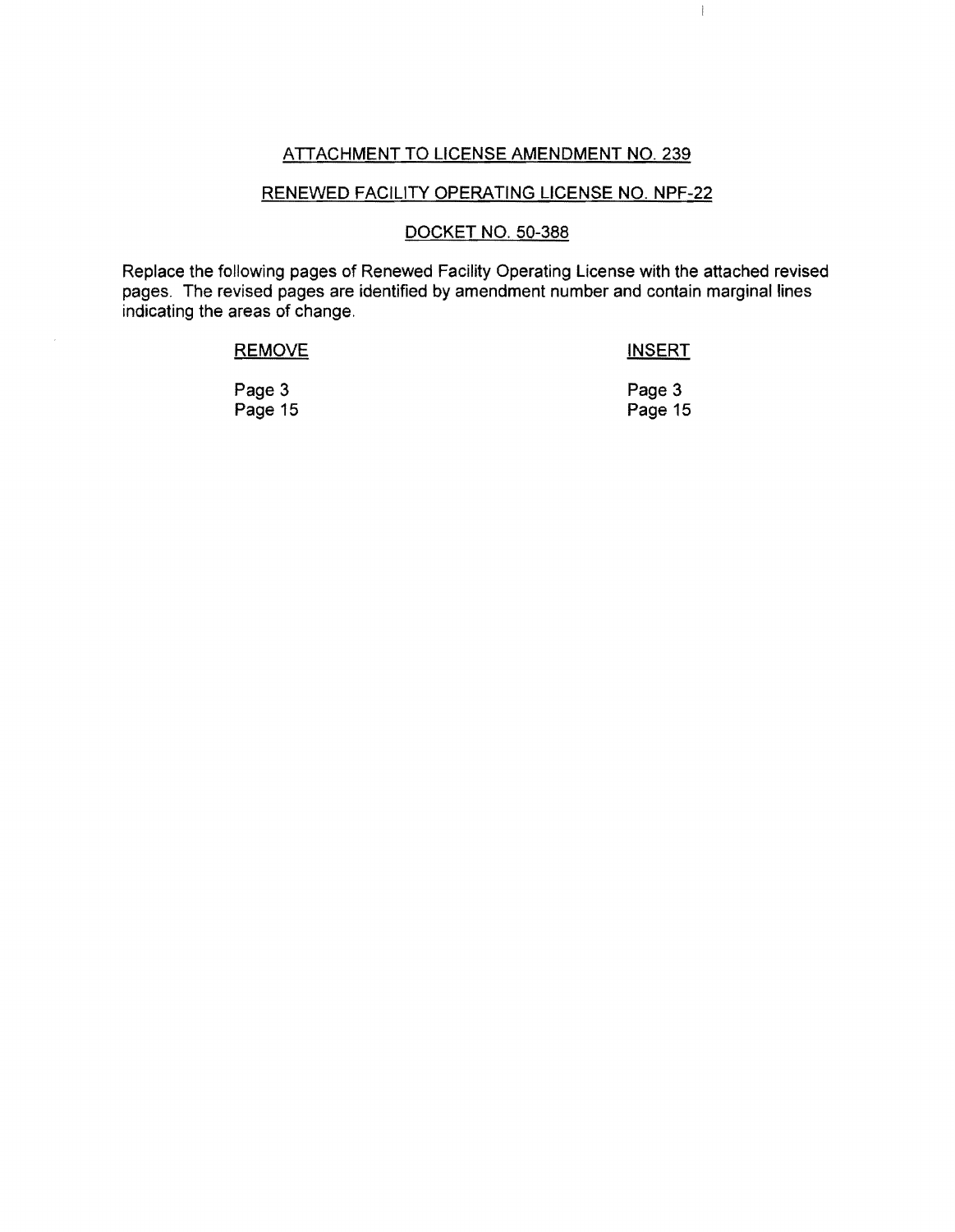ATTACHMENT TO LICENSE AMENDMENT NO. 239

RENEWED FACILITY OPERATING LICENSE NO. NPF-22

DOCKET NO. 50-388

Replace the following pages of Renewed Facility Operating License with the attached revised pages. The revised pages are identified by amendment number and contain marginal lines indicating the areas of change.

| REMOVE | INSERT |
| --- | --- |
| Page 3 | Page 3 |
| Page 15 | Page 15 |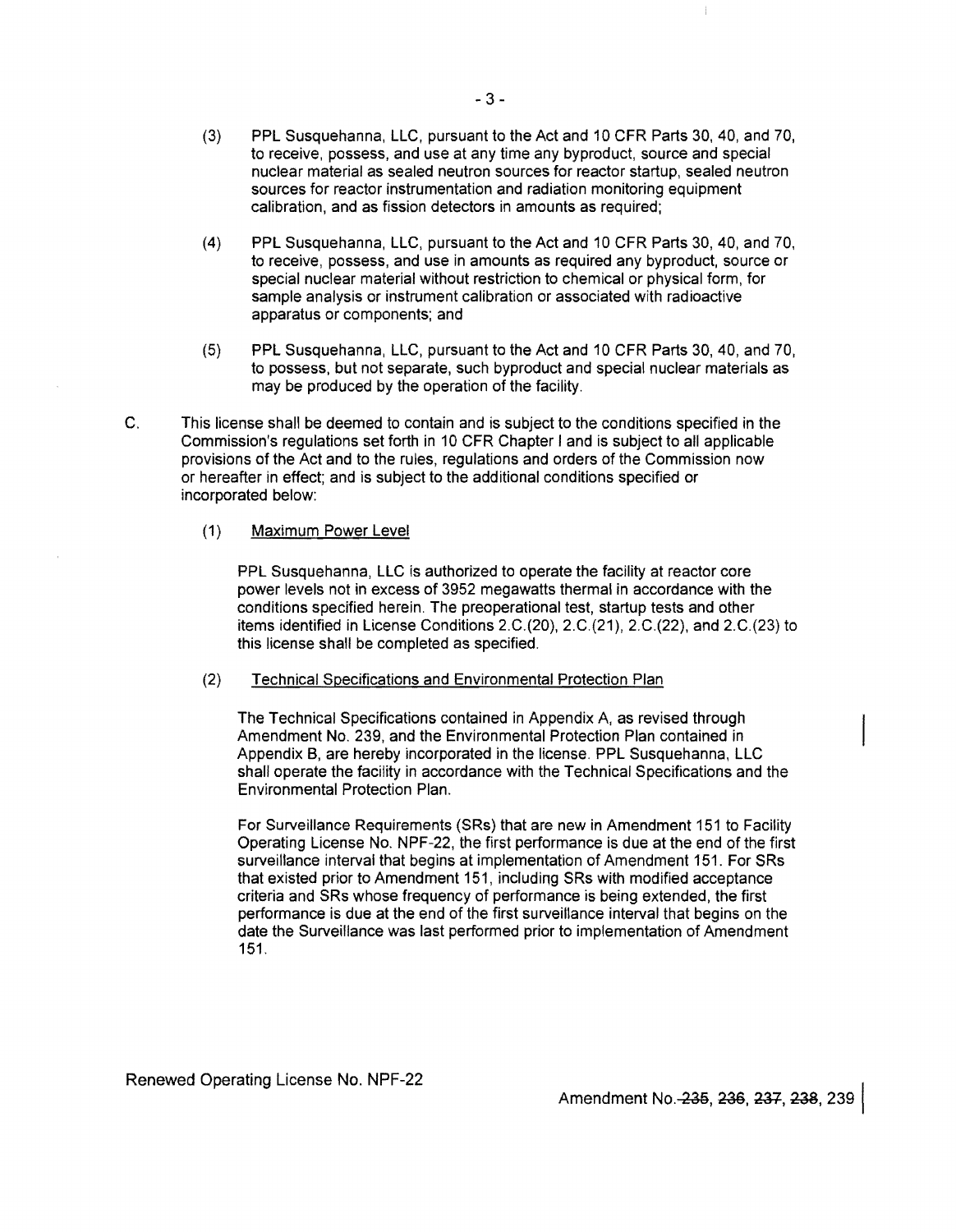(3) PPL Susquehanna, LLC, pursuant to the Act and 10 CFR Parts 30, 40, and 70, to receive, possess, and use at any time any byproduct, source and special nuclear material as sealed neutron sources for reactor startup, sealed neutron sources for reactor instrumentation and radiation monitoring equipment calibration, and as fission detectors in amounts as required;

(4) PPL Susquehanna, LLC, pursuant to the Act and 10 CFR Parts 30, 40, and 70, to receive, possess, and use in amounts as required any byproduct, source or special nuclear material without restriction to chemical or physical form, for sample analysis or instrument calibration or associated with radioactive apparatus or components; and

(5) PPL Susquehanna, LLC, pursuant to the Act and 10 CFR Parts 30, 40, and 70, to possess, but not separate, such byproduct and special nuclear materials as may be produced by the operation of the facility.

C. This license shall be deemed to contain and is subject to the conditions specified in the Commission's regulations set forth in 10 CFR Chapter I and is subject to all applicable provisions of the Act and to the rules, regulations and orders of the Commission now or hereafter in effect; and is subject to the additional conditions specified or incorporated below:

(1) Maximum Power Level

PPL Susquehanna, LLC is authorized to operate the facility at reactor core power levels not in excess of 3952 megawatts thermal in accordance with the conditions specified herein. The preoperational test, startup tests and other items identified in License Conditions 2.C.(20), 2.C.(21), 2.C.(22), and 2.C.(23) to this license shall be completed as specified.

(2) Technical Specifications and Environmental Protection Plan

The Technical Specifications contained in Appendix A, as revised through Amendment No. 239, and the Environmental Protection Plan contained in Appendix B, are hereby incorporated in the license. PPL Susquehanna, LLC shall operate the facility in accordance with the Technical Specifications and the Environmental Protection Plan.

For Surveillance Requirements (SRs) that are new in Amendment 151 to Facility Operating License No. NPF-22, the first performance is due at the end of the first surveillance interval that begins at implementation of Amendment 151. For SRs that existed prior to Amendment 151, including SRs with modified acceptance criteria and SRs whose frequency of performance is being extended, the first performance is due at the end of the first surveillance interval that begins on the date the Surveillance was last performed prior to implementation of Amendment 151.

Renewed Operating License No. NPF-22

Amendment No. ~~235~~, ~~236~~, ~~237~~, ~~238~~, 239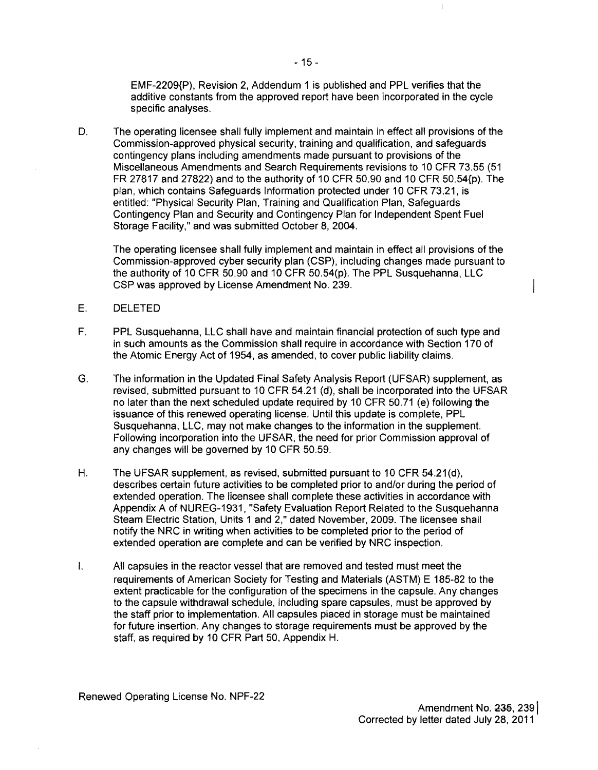EMF-2209(P), Revision 2, Addendum 1 is published and PPL verifies that the additive constants from the approved report have been incorporated in the cycle specific analyses.

D. The operating licensee shall fully implement and maintain in effect all provisions of the Commission-approved physical security, training and qualification, and safeguards contingency plans including amendments made pursuant to provisions of the Miscellaneous Amendments and Search Requirements revisions to 10 CFR 73.55 (51 FR 27817 and 27822) and to the authority of 10 CFR 50.90 and 10 CFR 50.54(p). The plan, which contains Safeguards Information protected under 10 CFR 73.21, is entitled: "Physical Security Plan, Training and Qualification Plan, Safeguards Contingency Plan and Security and Contingency Plan for Independent Spent Fuel Storage Facility," and was submitted October 8, 2004.

   The operating licensee shall fully implement and maintain in effect all provisions of the Commission-approved cyber security plan (CSP), including changes made pursuant to the authority of 10 CFR 50.90 and 10 CFR 50.54(p). The PPL Susquehanna, LLC CSP was approved by License Amendment No. 239.

E. DELETED

F. PPL Susquehanna, LLC shall have and maintain financial protection of such type and in such amounts as the Commission shall require in accordance with Section 170 of the Atomic Energy Act of 1954, as amended, to cover public liability claims.

G. The information in the Updated Final Safety Analysis Report (UFSAR) supplement, as revised, submitted pursuant to 10 CFR 54.21 (d), shall be incorporated into the UFSAR no later than the next scheduled update required by 10 CFR 50.71 (e) following the issuance of this renewed operating license. Until this update is complete, PPL Susquehanna, LLC, may not make changes to the information in the supplement. Following incorporation into the UFSAR, the need for prior Commission approval of any changes will be governed by 10 CFR 50.59.

H. The UFSAR supplement, as revised, submitted pursuant to 10 CFR 54.21(d), describes certain future activities to be completed prior to and/or during the period of extended operation. The licensee shall complete these activities in accordance with Appendix A of NUREG-1931, "Safety Evaluation Report Related to the Susquehanna Steam Electric Station, Units 1 and 2," dated November, 2009. The licensee shall notify the NRC in writing when activities to be completed prior to the period of extended operation are complete and can be verified by NRC inspection.

I. All capsules in the reactor vessel that are removed and tested must meet the requirements of American Society for Testing and Materials (ASTM) E 185-82 to the extent practicable for the configuration of the specimens in the capsule. Any changes to the capsule withdrawal schedule, including spare capsules, must be approved by the staff prior to implementation. All capsules placed in storage must be maintained for future insertion. Any changes to storage requirements must be approved by the staff, as required by 10 CFR Part 50, Appendix H.

Renewed Operating License No. NPF-22

Amendment No. ~~235~~, 239
Corrected by letter dated July 28, 2011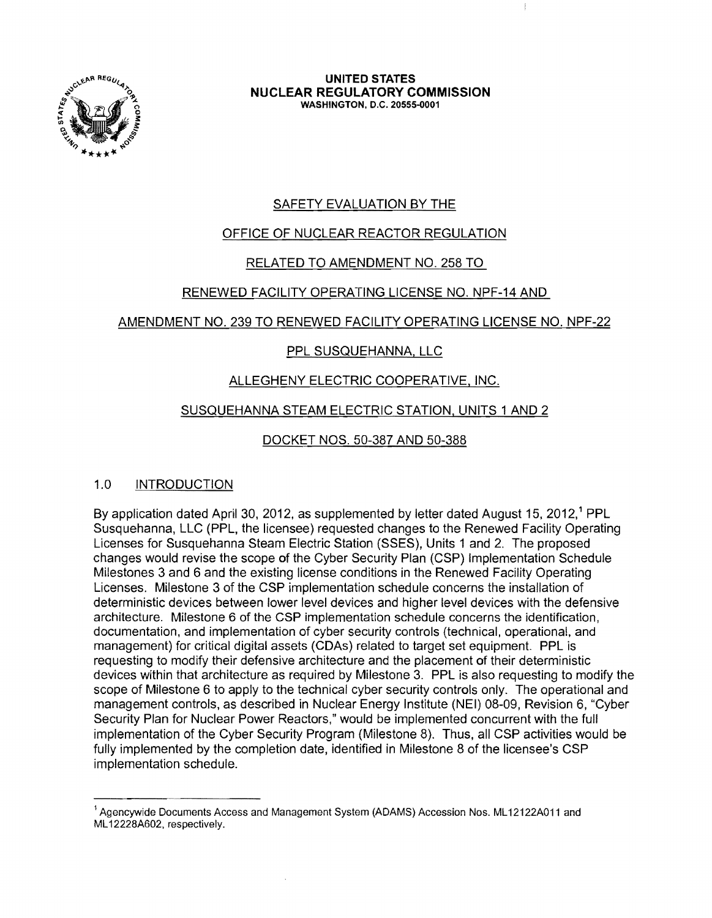UNITED STATES
NUCLEAR REGULATORY COMMISSION
WASHINGTON, D.C. 20555-0001

SAFETY EVALUATION BY THE

OFFICE OF NUCLEAR REACTOR REGULATION

RELATED TO AMENDMENT NO. 258 TO

RENEWED FACILITY OPERATING LICENSE NO. NPF-14 AND

AMENDMENT NO. 239 TO RENEWED FACILITY OPERATING LICENSE NO. NPF-22

PPL SUSQUEHANNA, LLC

ALLEGHENY ELECTRIC COOPERATIVE, INC.

SUSQUEHANNA STEAM ELECTRIC STATION, UNITS 1 AND 2

DOCKET NOS. 50-387 AND 50-388

## 1.0 INTRODUCTION

By application dated April 30, 2012, as supplemented by letter dated August 15, 2012,[1] PPL Susquehanna, LLC (PPL, the licensee) requested changes to the Renewed Facility Operating Licenses for Susquehanna Steam Electric Station (SSES), Units 1 and 2. The proposed changes would revise the scope of the Cyber Security Plan (CSP) Implementation Schedule Milestones 3 and 6 and the existing license conditions in the Renewed Facility Operating Licenses. Milestone 3 of the CSP implementation schedule concerns the installation of deterministic devices between lower level devices and higher level devices with the defensive architecture. Milestone 6 of the CSP implementation schedule concerns the identification, documentation, and implementation of cyber security controls (technical, operational, and management) for critical digital assets (CDAs) related to target set equipment. PPL is requesting to modify their defensive architecture and the placement of their deterministic devices within that architecture as required by Milestone 3. PPL is also requesting to modify the scope of Milestone 6 to apply to the technical cyber security controls only. The operational and management controls, as described in Nuclear Energy Institute (NEI) 08-09, Revision 6, "Cyber Security Plan for Nuclear Power Reactors," would be implemented concurrent with the full implementation of the Cyber Security Program (Milestone 8). Thus, all CSP activities would be fully implemented by the completion date, identified in Milestone 8 of the licensee's CSP implementation schedule.

[1] Agencywide Documents Access and Management System (ADAMS) Accession Nos. ML12122A011 and ML12228A602, respectively.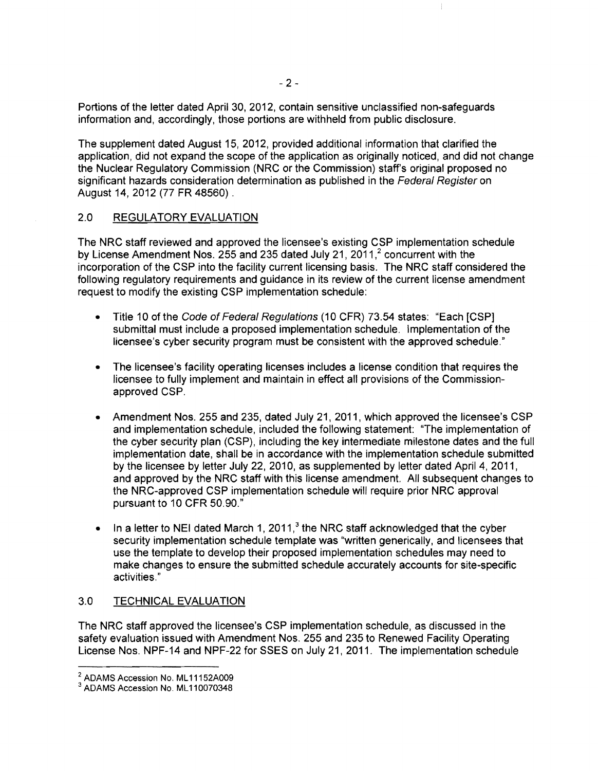Portions of the letter dated April 30, 2012, contain sensitive unclassified non-safeguards information and, accordingly, those portions are withheld from public disclosure.

The supplement dated August 15, 2012, provided additional information that clarified the application, did not expand the scope of the application as originally noticed, and did not change the Nuclear Regulatory Commission (NRC or the Commission) staff's original proposed no significant hazards consideration determination as published in the *Federal Register* on August 14, 2012 (77 FR 48560).

## 2.0 REGULATORY EVALUATION

The NRC staff reviewed and approved the licensee's existing CSP implementation schedule by License Amendment Nos. 255 and 235 dated July 21, 2011,[2] concurrent with the incorporation of the CSP into the facility current licensing basis. The NRC staff considered the following regulatory requirements and guidance in its review of the current license amendment request to modify the existing CSP implementation schedule:

- Title 10 of the *Code of Federal Regulations* (10 CFR) 73.54 states: "Each [CSP] submittal must include a proposed implementation schedule. Implementation of the licensee's cyber security program must be consistent with the approved schedule."
- The licensee's facility operating licenses includes a license condition that requires the licensee to fully implement and maintain in effect all provisions of the Commission-approved CSP.
- Amendment Nos. 255 and 235, dated July 21, 2011, which approved the licensee's CSP and implementation schedule, included the following statement: "The implementation of the cyber security plan (CSP), including the key intermediate milestone dates and the full implementation date, shall be in accordance with the implementation schedule submitted by the licensee by letter July 22, 2010, as supplemented by letter dated April 4, 2011, and approved by the NRC staff with this license amendment. All subsequent changes to the NRC-approved CSP implementation schedule will require prior NRC approval pursuant to 10 CFR 50.90."
- In a letter to NEI dated March 1, 2011,[3] the NRC staff acknowledged that the cyber security implementation schedule template was "written generically, and licensees that use the template to develop their proposed implementation schedules may need to make changes to ensure the submitted schedule accurately accounts for site-specific activities."

## 3.0 TECHNICAL EVALUATION

The NRC staff approved the licensee's CSP implementation schedule, as discussed in the safety evaluation issued with Amendment Nos. 255 and 235 to Renewed Facility Operating License Nos. NPF-14 and NPF-22 for SSES on July 21, 2011. The implementation schedule

[2] ADAMS Accession No. ML11152A009

[3] ADAMS Accession No. ML110070348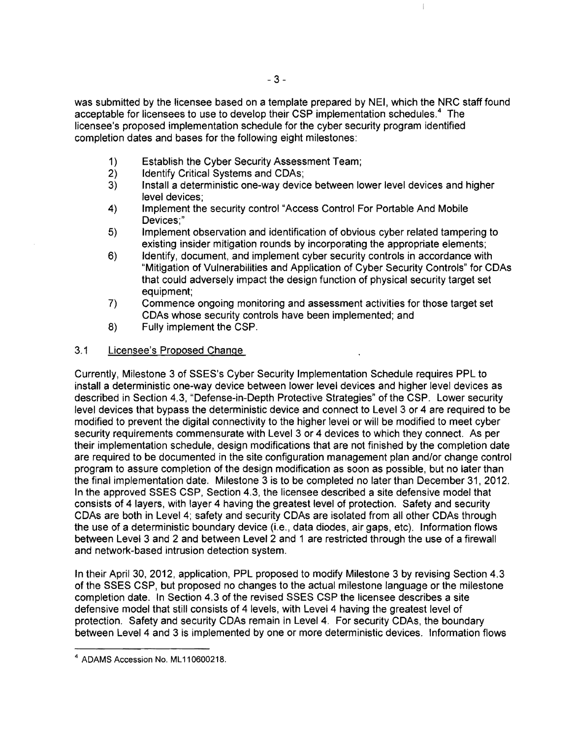was submitted by the licensee based on a template prepared by NEI, which the NRC staff found acceptable for licensees to use to develop their CSP implementation schedules.[4] The licensee's proposed implementation schedule for the cyber security program identified completion dates and bases for the following eight milestones:

1) Establish the Cyber Security Assessment Team;
2) Identify Critical Systems and CDAs;
3) Install a deterministic one-way device between lower level devices and higher level devices;
4) Implement the security control "Access Control For Portable And Mobile Devices;"
5) Implement observation and identification of obvious cyber related tampering to existing insider mitigation rounds by incorporating the appropriate elements;
6) Identify, document, and implement cyber security controls in accordance with "Mitigation of Vulnerabilities and Application of Cyber Security Controls" for CDAs that could adversely impact the design function of physical security target set equipment;
7) Commence ongoing monitoring and assessment activities for those target set CDAs whose security controls have been implemented; and
8) Fully implement the CSP.

### 3.1 Licensee's Proposed Change

Currently, Milestone 3 of SSES's Cyber Security Implementation Schedule requires PPL to install a deterministic one-way device between lower level devices and higher level devices as described in Section 4.3, "Defense-in-Depth Protective Strategies" of the CSP. Lower security level devices that bypass the deterministic device and connect to Level 3 or 4 are required to be modified to prevent the digital connectivity to the higher level or will be modified to meet cyber security requirements commensurate with Level 3 or 4 devices to which they connect. As per their implementation schedule, design modifications that are not finished by the completion date are required to be documented in the site configuration management plan and/or change control program to assure completion of the design modification as soon as possible, but no later than the final implementation date. Milestone 3 is to be completed no later than December 31, 2012. In the approved SSES CSP, Section 4.3, the licensee described a site defensive model that consists of 4 layers, with layer 4 having the greatest level of protection. Safety and security CDAs are both in Level 4; safety and security CDAs are isolated from all other CDAs through the use of a deterministic boundary device (i.e., data diodes, air gaps, etc). Information flows between Level 3 and 2 and between Level 2 and 1 are restricted through the use of a firewall and network-based intrusion detection system.

In their April 30, 2012, application, PPL proposed to modify Milestone 3 by revising Section 4.3 of the SSES CSP, but proposed no changes to the actual milestone language or the milestone completion date. In Section 4.3 of the revised SSES CSP the licensee describes a site defensive model that still consists of 4 levels, with Level 4 having the greatest level of protection. Safety and security CDAs remain in Level 4. For security CDAs, the boundary between Level 4 and 3 is implemented by one or more deterministic devices. Information flows

[4] ADAMS Accession No. ML110600218.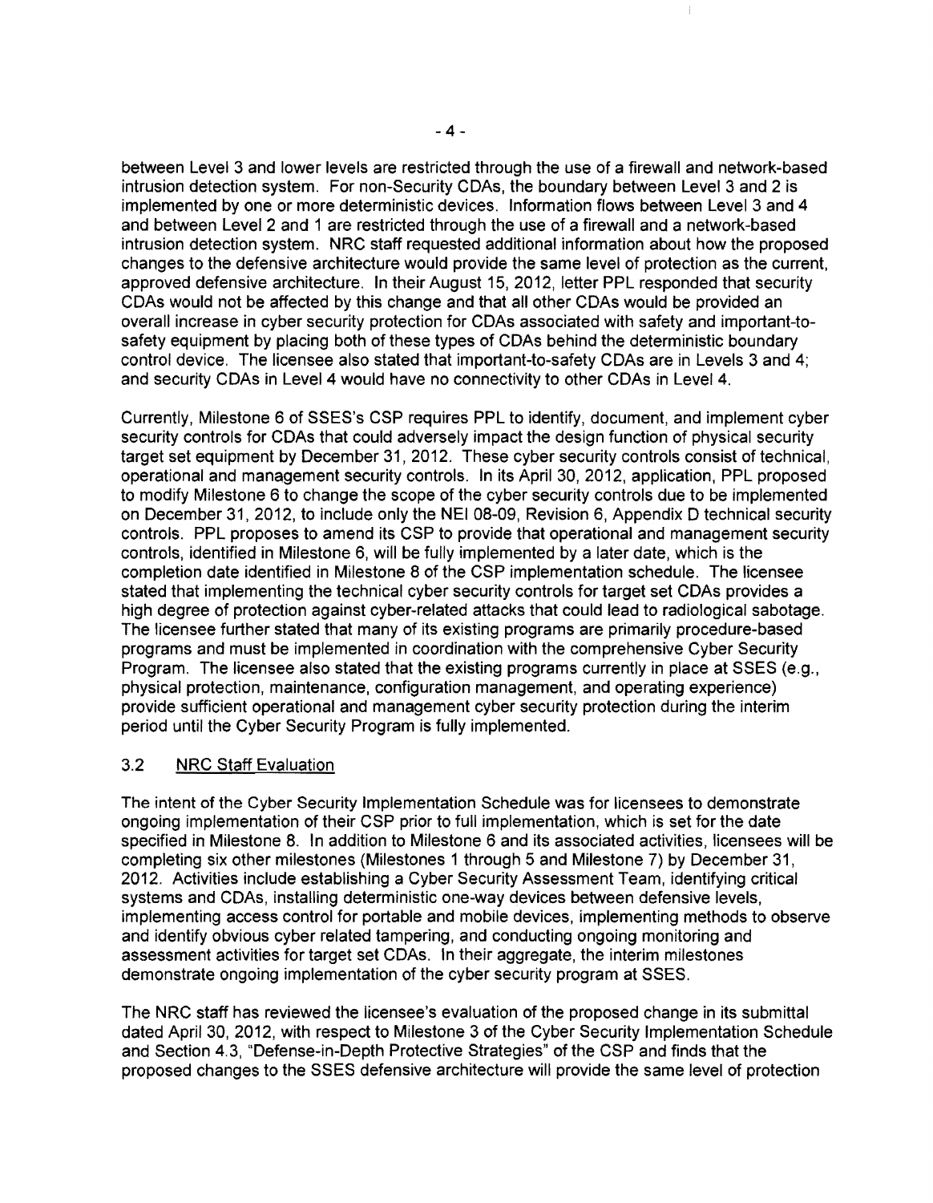between Level 3 and lower levels are restricted through the use of a firewall and network-based intrusion detection system. For non-Security CDAs, the boundary between Level 3 and 2 is implemented by one or more deterministic devices. Information flows between Level 3 and 4 and between Level 2 and 1 are restricted through the use of a firewall and a network-based intrusion detection system. NRC staff requested additional information about how the proposed changes to the defensive architecture would provide the same level of protection as the current, approved defensive architecture. In their August 15, 2012, letter PPL responded that security CDAs would not be affected by this change and that all other CDAs would be provided an overall increase in cyber security protection for CDAs associated with safety and important-to-safety equipment by placing both of these types of CDAs behind the deterministic boundary control device. The licensee also stated that important-to-safety CDAs are in Levels 3 and 4; and security CDAs in Level 4 would have no connectivity to other CDAs in Level 4.

Currently, Milestone 6 of SSES's CSP requires PPL to identify, document, and implement cyber security controls for CDAs that could adversely impact the design function of physical security target set equipment by December 31, 2012. These cyber security controls consist of technical, operational and management security controls. In its April 30, 2012, application, PPL proposed to modify Milestone 6 to change the scope of the cyber security controls due to be implemented on December 31, 2012, to include only the NEI 08-09, Revision 6, Appendix D technical security controls. PPL proposes to amend its CSP to provide that operational and management security controls, identified in Milestone 6, will be fully implemented by a later date, which is the completion date identified in Milestone 8 of the CSP implementation schedule. The licensee stated that implementing the technical cyber security controls for target set CDAs provides a high degree of protection against cyber-related attacks that could lead to radiological sabotage. The licensee further stated that many of its existing programs are primarily procedure-based programs and must be implemented in coordination with the comprehensive Cyber Security Program. The licensee also stated that the existing programs currently in place at SSES (e.g., physical protection, maintenance, configuration management, and operating experience) provide sufficient operational and management cyber security protection during the interim period until the Cyber Security Program is fully implemented.

### 3.2 NRC Staff Evaluation

The intent of the Cyber Security Implementation Schedule was for licensees to demonstrate ongoing implementation of their CSP prior to full implementation, which is set for the date specified in Milestone 8. In addition to Milestone 6 and its associated activities, licensees will be completing six other milestones (Milestones 1 through 5 and Milestone 7) by December 31, 2012. Activities include establishing a Cyber Security Assessment Team, identifying critical systems and CDAs, installing deterministic one-way devices between defensive levels, implementing access control for portable and mobile devices, implementing methods to observe and identify obvious cyber related tampering, and conducting ongoing monitoring and assessment activities for target set CDAs. In their aggregate, the interim milestones demonstrate ongoing implementation of the cyber security program at SSES.

The NRC staff has reviewed the licensee's evaluation of the proposed change in its submittal dated April 30, 2012, with respect to Milestone 3 of the Cyber Security Implementation Schedule and Section 4.3, "Defense-in-Depth Protective Strategies" of the CSP and finds that the proposed changes to the SSES defensive architecture will provide the same level of protection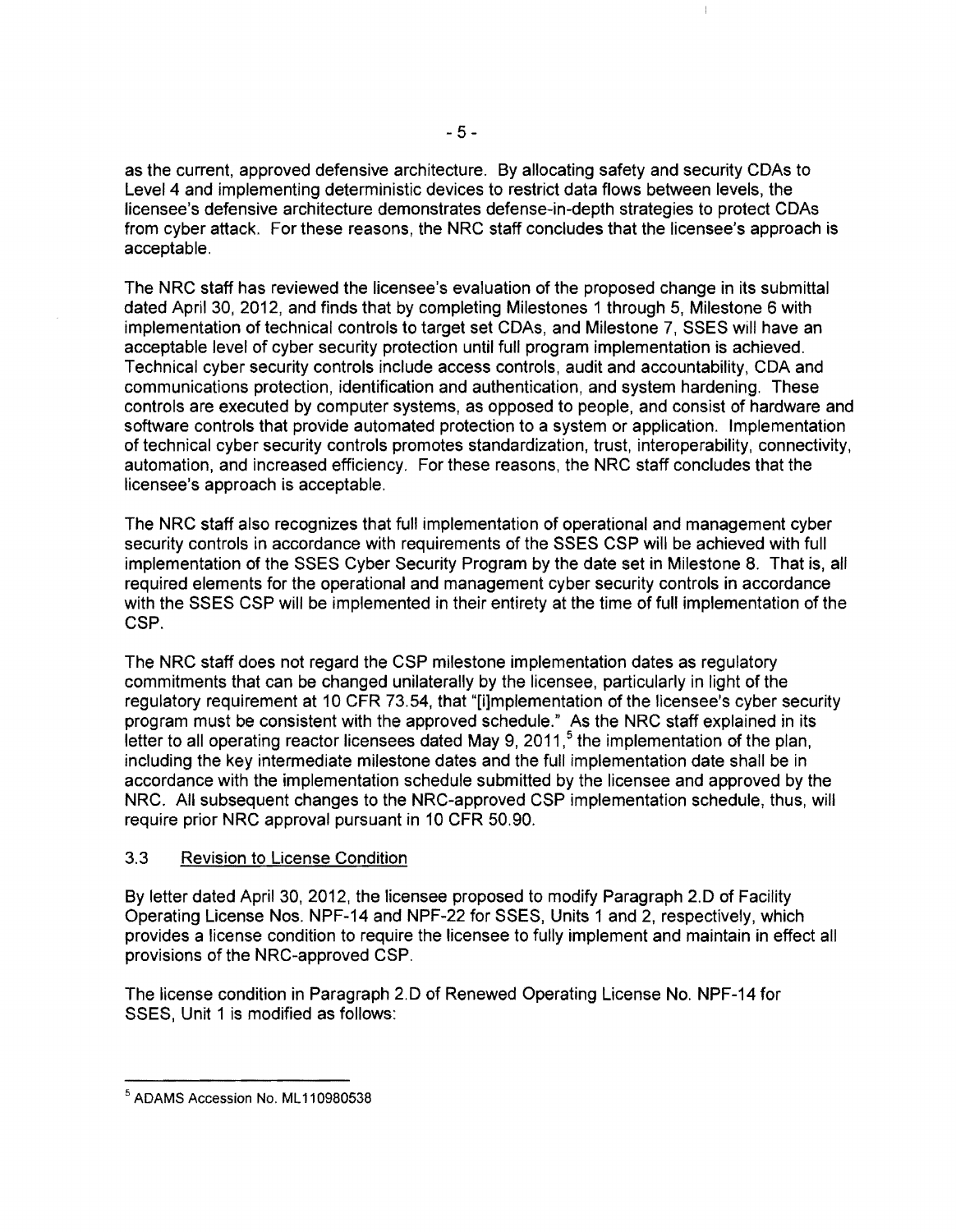as the current, approved defensive architecture. By allocating safety and security CDAs to Level 4 and implementing deterministic devices to restrict data flows between levels, the licensee's defensive architecture demonstrates defense-in-depth strategies to protect CDAs from cyber attack. For these reasons, the NRC staff concludes that the licensee's approach is acceptable.

The NRC staff has reviewed the licensee's evaluation of the proposed change in its submittal dated April 30, 2012, and finds that by completing Milestones 1 through 5, Milestone 6 with implementation of technical controls to target set CDAs, and Milestone 7, SSES will have an acceptable level of cyber security protection until full program implementation is achieved. Technical cyber security controls include access controls, audit and accountability, CDA and communications protection, identification and authentication, and system hardening. These controls are executed by computer systems, as opposed to people, and consist of hardware and software controls that provide automated protection to a system or application. Implementation of technical cyber security controls promotes standardization, trust, interoperability, connectivity, automation, and increased efficiency. For these reasons, the NRC staff concludes that the licensee's approach is acceptable.

The NRC staff also recognizes that full implementation of operational and management cyber security controls in accordance with requirements of the SSES CSP will be achieved with full implementation of the SSES Cyber Security Program by the date set in Milestone 8. That is, all required elements for the operational and management cyber security controls in accordance with the SSES CSP will be implemented in their entirety at the time of full implementation of the CSP.

The NRC staff does not regard the CSP milestone implementation dates as regulatory commitments that can be changed unilaterally by the licensee, particularly in light of the regulatory requirement at 10 CFR 73.54, that "[i]mplementation of the licensee's cyber security program must be consistent with the approved schedule." As the NRC staff explained in its letter to all operating reactor licensees dated May 9, 2011,[5] the implementation of the plan, including the key intermediate milestone dates and the full implementation date shall be in accordance with the implementation schedule submitted by the licensee and approved by the NRC. All subsequent changes to the NRC-approved CSP implementation schedule, thus, will require prior NRC approval pursuant in 10 CFR 50.90.

### 3.3 Revision to License Condition

By letter dated April 30, 2012, the licensee proposed to modify Paragraph 2.D of Facility Operating License Nos. NPF-14 and NPF-22 for SSES, Units 1 and 2, respectively, which provides a license condition to require the licensee to fully implement and maintain in effect all provisions of the NRC-approved CSP.

The license condition in Paragraph 2.D of Renewed Operating License No. NPF-14 for SSES, Unit 1 is modified as follows:

---

[5] ADAMS Accession No. ML110980538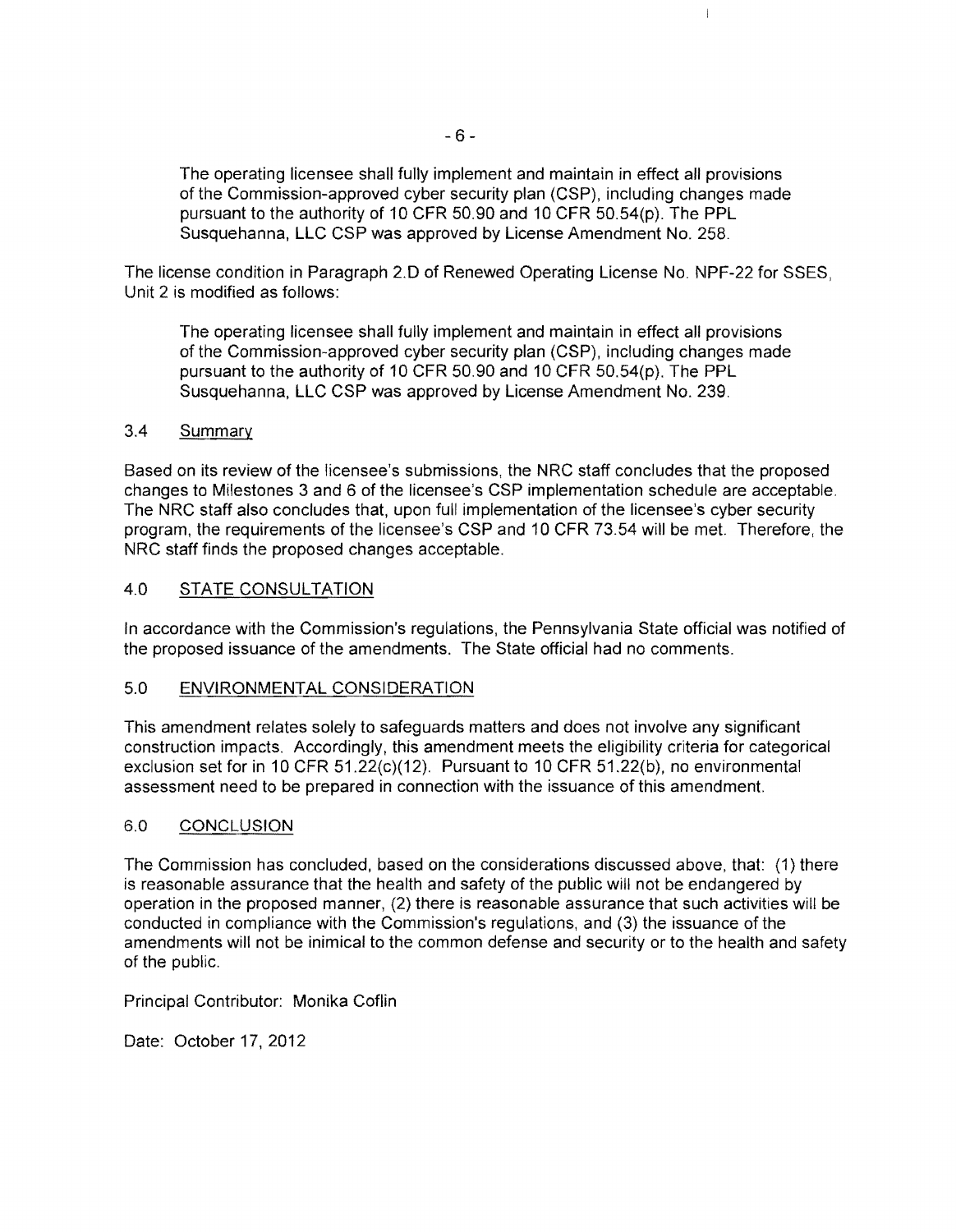The operating licensee shall fully implement and maintain in effect all provisions of the Commission-approved cyber security plan (CSP), including changes made pursuant to the authority of 10 CFR 50.90 and 10 CFR 50.54(p). The PPL Susquehanna, LLC CSP was approved by License Amendment No. 258.

The license condition in Paragraph 2.D of Renewed Operating License No. NPF-22 for SSES, Unit 2 is modified as follows:

> The operating licensee shall fully implement and maintain in effect all provisions of the Commission-approved cyber security plan (CSP), including changes made pursuant to the authority of 10 CFR 50.90 and 10 CFR 50.54(p). The PPL Susquehanna, LLC CSP was approved by License Amendment No. 239.

## 3.4 Summary

Based on its review of the licensee's submissions, the NRC staff concludes that the proposed changes to Milestones 3 and 6 of the licensee's CSP implementation schedule are acceptable. The NRC staff also concludes that, upon full implementation of the licensee's cyber security program, the requirements of the licensee's CSP and 10 CFR 73.54 will be met. Therefore, the NRC staff finds the proposed changes acceptable.

## 4.0 STATE CONSULTATION

In accordance with the Commission's regulations, the Pennsylvania State official was notified of the proposed issuance of the amendments. The State official had no comments.

## 5.0 ENVIRONMENTAL CONSIDERATION

This amendment relates solely to safeguards matters and does not involve any significant construction impacts. Accordingly, this amendment meets the eligibility criteria for categorical exclusion set for in 10 CFR 51.22(c)(12). Pursuant to 10 CFR 51.22(b), no environmental assessment need to be prepared in connection with the issuance of this amendment.

## 6.0 CONCLUSION

The Commission has concluded, based on the considerations discussed above, that: (1) there is reasonable assurance that the health and safety of the public will not be endangered by operation in the proposed manner, (2) there is reasonable assurance that such activities will be conducted in compliance with the Commission's regulations, and (3) the issuance of the amendments will not be inimical to the common defense and security or to the health and safety of the public.

Principal Contributor: Monika Coflin

Date: October 17, 2012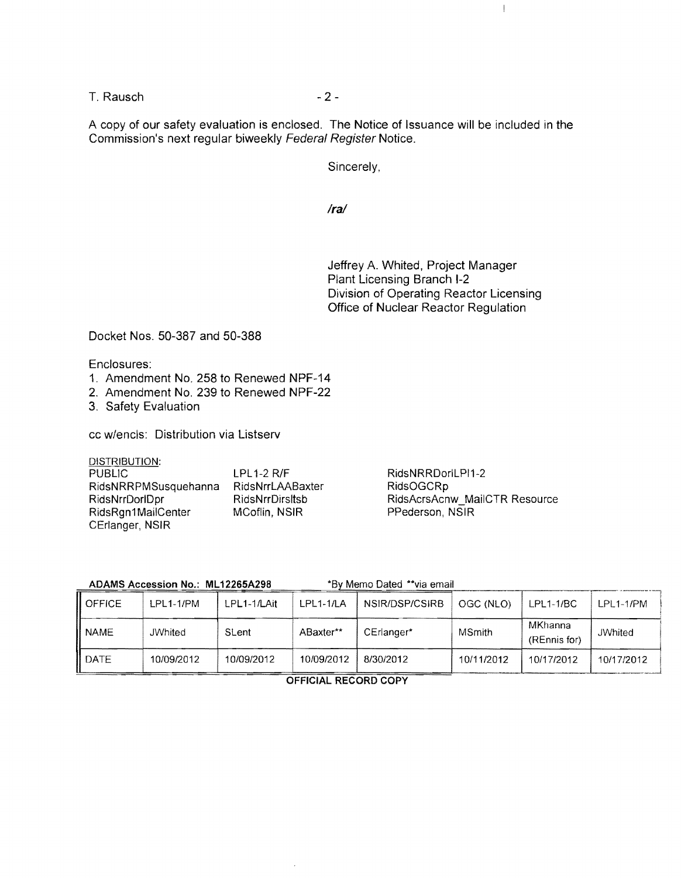A copy of our safety evaluation is enclosed. The Notice of Issuance will be included in the Commission's next regular biweekly *Federal Register* Notice.

Sincerely,

*/ra/*

Jeffrey A. Whited, Project Manager
Plant Licensing Branch I-2
Division of Operating Reactor Licensing
Office of Nuclear Reactor Regulation

Docket Nos. 50-387 and 50-388

Enclosures:
1. Amendment No. 258 to Renewed NPF-14
2. Amendment No. 239 to Renewed NPF-22
3. Safety Evaluation

cc w/encls: Distribution via Listserv

DISTRIBUTION:
PUBLIC
LPL1-2 R/F
RidsNRRDorlLPl1-2
RidsNRRPMSusquehanna
RidsNrrLAABaxter
RidsOGCRp
RidsNrrDorlDpr
RidsNrrDirsItsb
RidsAcrsAcnw_MailCTR Resource
RidsRgn1MailCenter
MCoflin, NSIR
PPederson, NSIR
CErlanger, NSIR

**ADAMS Accession No.: ML12265A298** *By Memo Dated **via email

| OFFICE | LPL1-1/PM | LPL1-1/LAit | LPL1-1/LA | NSIR/DSP/CSIRB | OGC (NLO) | LPL1-1/BC | LPL1-1/PM |
|---|---|---|---|---|---|---|---|
| NAME | JWhited | SLent | ABaxter** | CErlanger* | MSmith | MKhanna (REnnis for) | JWhited |
| DATE | 10/09/2012 | 10/09/2012 | 10/09/2012 | 8/30/2012 | 10/11/2012 | 10/17/2012 | 10/17/2012 |

**OFFICIAL RECORD COPY**